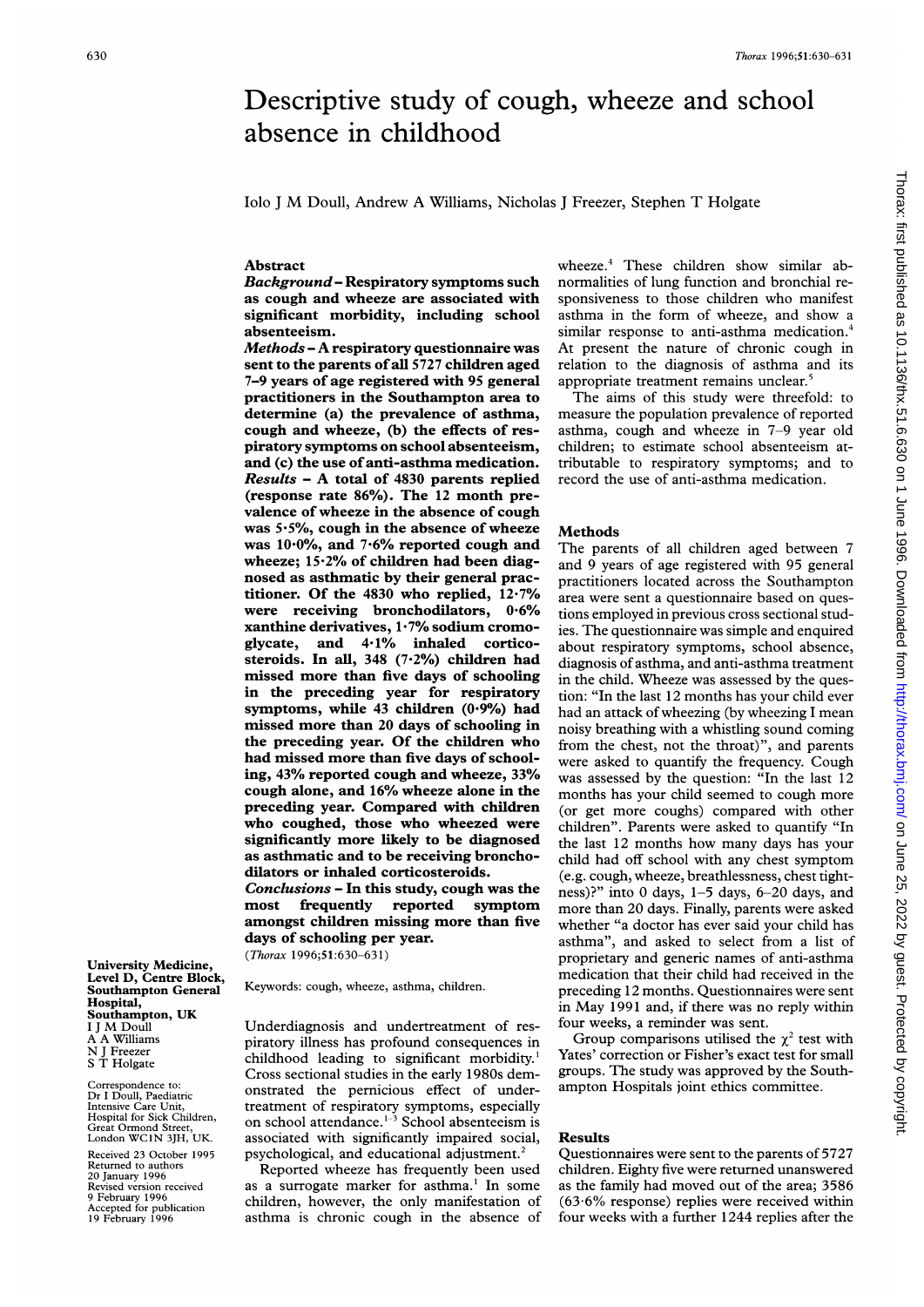# Descriptive study of cough, wheeze and school absence in childhood

Iolo J M Doull, Andrew A Williams, Nicholas J Freezer, Stephen T Holgate

University Medicine, Level D, Centre Block, Southampton General Hospital, Southampton, UK
I J M Doull
A A Williams
N J Freezer
S T Holgate

Correspondence to: Dr I Doull, Paediatric Intensive Care Unit, Hospital for Sick Children, Great Ormond Street, London WC1N 3JH, UK.

Received 23 October 1995
Returned to authors 20 January 1996
Revised version received 9 February 1996
Accepted for publication 19 February 1996

## Abstract

***Background*** – **Respiratory symptoms such as cough and wheeze are associated with significant morbidity, including school absenteeism.**

***Methods*** – **A respiratory questionnaire was sent to the parents of all 5727 children aged 7–9 years of age registered with 95 general practitioners in the Southampton area to determine (a) the prevalence of asthma, cough and wheeze, (b) the effects of respiratory symptoms on school absenteeism, and (c) the use of anti-asthma medication.**

***Results*** – **A total of 4830 parents replied (response rate 86%). The 12 month prevalence of wheeze in the absence of cough was 5·5%, cough in the absence of wheeze was 10·0%, and 7·6% reported cough and wheeze; 15·2% of children had been diagnosed as asthmatic by their general practitioner. Of the 4830 who replied, 12·7% were receiving bronchodilators, 0·6% xanthine derivatives, 1·7% sodium cromoglycate, and 4·1% inhaled corticosteroids. In all, 348 (7·2%) children had missed more than five days of schooling in the preceding year for respiratory symptoms, while 43 children (0·9%) had missed more than 20 days of schooling in the preceding year. Of the children who had missed more than five days of schooling, 43% reported cough and wheeze, 33% cough alone, and 16% wheeze alone in the preceding year. Compared with children who coughed, those who wheezed were significantly more likely to be diagnosed as asthmatic and to be receiving bronchodilators or inhaled corticosteroids.**

***Conclusions*** – **In this study, cough was the most frequently reported symptom amongst children missing more than five days of schooling per year.**

(*Thorax* 1996;51:630–631)

Keywords: cough, wheeze, asthma, children.

Underdiagnosis and undertreatment of respiratory illness has profound consequences in childhood leading to significant morbidity.[1] Cross sectional studies in the early 1980s demonstrated the pernicious effect of undertreatment of respiratory symptoms, especially on school attendance.[1-3] School absenteeism is associated with significantly impaired social, psychological, and educational adjustment.[2]

Reported wheeze has frequently been used as a surrogate marker for asthma.[1] In some children, however, the only manifestation of asthma is chronic cough in the absence of wheeze.[4] These children show similar abnormalities of lung function and bronchial responsiveness to those children who manifest asthma in the form of wheeze, and show a similar response to anti-asthma medication.[4] At present the nature of chronic cough in relation to the diagnosis of asthma and its appropriate treatment remains unclear.[5]

The aims of this study were threefold: to measure the population prevalence of reported asthma, cough and wheeze in 7–9 year old children; to estimate school absenteeism attributable to respiratory symptoms; and to record the use of anti-asthma medication.

## Methods

The parents of all children aged between 7 and 9 years of age registered with 95 general practitioners located across the Southampton area were sent a questionnaire based on questions employed in previous cross sectional studies. The questionnaire was simple and enquired about respiratory symptoms, school absence, diagnosis of asthma, and anti-asthma treatment in the child. Wheeze was assessed by the question: "In the last 12 months has your child ever had an attack of wheezing (by wheezing I mean noisy breathing with a whistling sound coming from the chest, not the throat)", and parents were asked to quantify the frequency. Cough was assessed by the question: "In the last 12 months has your child seemed to cough more (or get more coughs) compared with other children". Parents were asked to quantify "In the last 12 months how many days has your child had off school with any chest symptom (e.g. cough, wheeze, breathlessness, chest tightness)?" into 0 days, 1–5 days, 6–20 days, and more than 20 days. Finally, parents were asked whether "a doctor has ever said your child has asthma", and asked to select from a list of proprietary and generic names of anti-asthma medication that their child had received in the preceding 12 months. Questionnaires were sent in May 1991 and, if there was no reply within four weeks, a reminder was sent.

Group comparisons utilised the $\chi^2$ test with Yates' correction or Fisher's exact test for small groups. The study was approved by the Southampton Hospitals joint ethics committee.

## Results

Questionnaires were sent to the parents of 5727 children. Eighty five were returned unanswered as the family had moved out of the area; 3586 (63·6% response) replies were received within four weeks with a further 1244 replies after the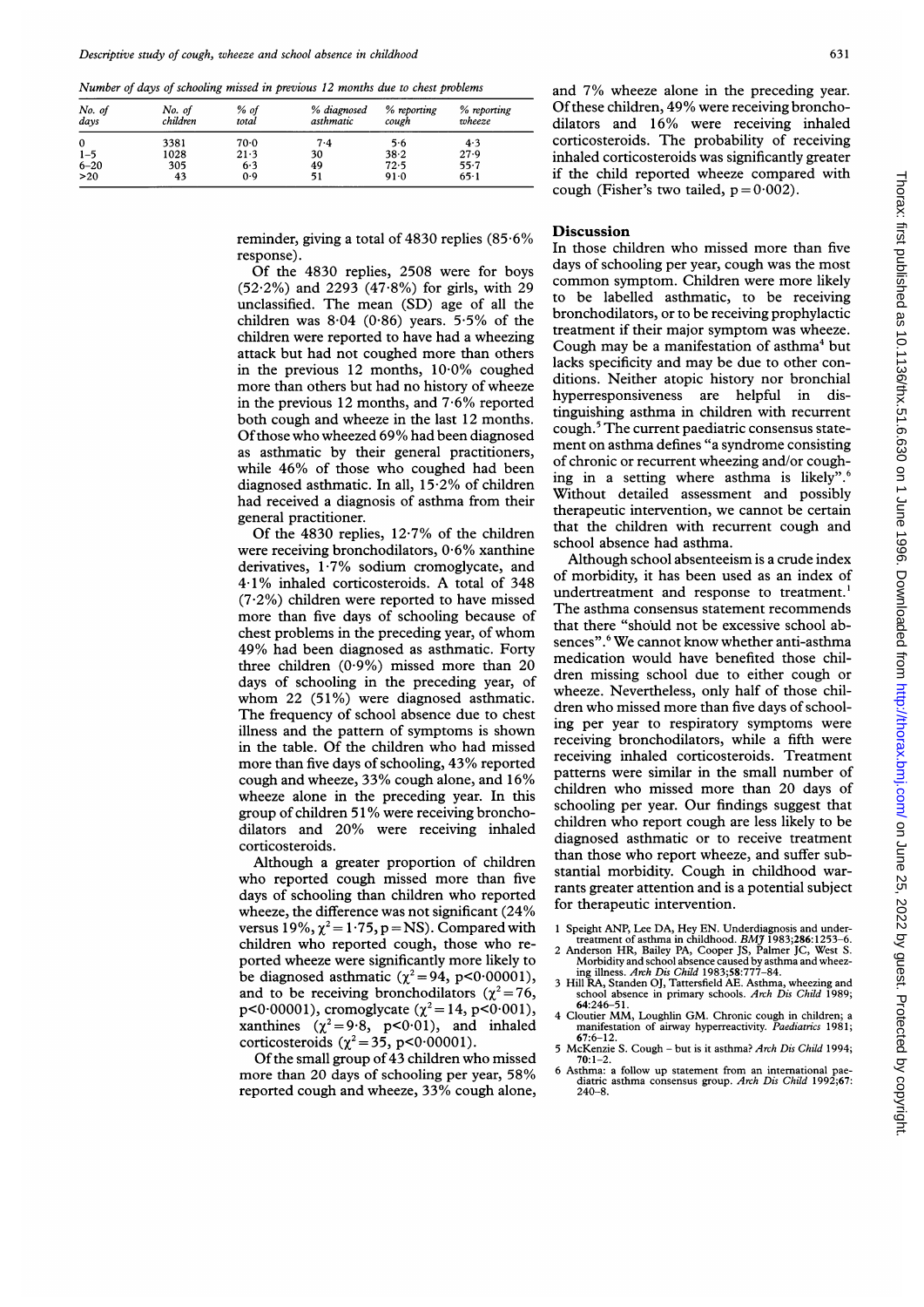*Number of days of schooling missed in previous 12 months due to chest problems*

| No. of days | No. of children | % of total | % diagnosed asthmatic | % reporting cough | % reporting wheeze |
|---|---|---|---|---|---|
| 0 | 3381 | 70·0 | 7·4 | 5·6 | 4·3 |
| 1–5 | 1028 | 21·3 | 30 | 38·2 | 27·9 |
| 6–20 | 305 | 6·3 | 49 | 72·5 | 55·7 |
| >20 | 43 | 0·9 | 51 | 91·0 | 65·1 |

reminder, giving a total of 4830 replies (85·6% response).

Of the 4830 replies, 2508 were for boys (52·2%) and 2293 (47·8%) for girls, with 29 unclassified. The mean (SD) age of all the children was 8·04 (0·86) years. 5·5% of the children were reported to have had a wheezing attack but had not coughed more than others in the previous 12 months, 10·0% coughed more than others but had no history of wheeze in the previous 12 months, and 7·6% reported both cough and wheeze in the last 12 months. Of those who wheezed 69% had been diagnosed as asthmatic by their general practitioners, while 46% of those who coughed had been diagnosed asthmatic. In all, 15·2% of children had received a diagnosis of asthma from their general practitioner.

Of the 4830 replies, 12·7% of the children were receiving bronchodilators, 0·6% xanthine derivatives, 1·7% sodium cromoglycate, and 4·1% inhaled corticosteroids. A total of 348 (7·2%) children were reported to have missed more than five days of schooling because of chest problems in the preceding year, of whom 49% had been diagnosed as asthmatic. Forty three children (0·9%) missed more than 20 days of schooling in the preceding year, of whom 22 (51%) were diagnosed asthmatic. The frequency of school absence due to chest illness and the pattern of symptoms is shown in the table. Of the children who had missed more than five days of schooling, 43% reported cough and wheeze, 33% cough alone, and 16% wheeze alone in the preceding year. In this group of children 51% were receiving bronchodilators and 20% were receiving inhaled corticosteroids.

Although a greater proportion of children who reported cough missed more than five days of schooling than children who reported wheeze, the difference was not significant (24% versus 19%, $\chi^2 = 1·75$, p = NS). Compared with children who reported cough, those who reported wheeze were significantly more likely to be diagnosed asthmatic ($\chi^2 = 94$, $p < 0·00001$), and to be receiving bronchodilators ($\chi^2 = 76$, $p < 0·00001$), cromoglycate ($\chi^2 = 14$, $p < 0·001$), xanthines ($\chi^2 = 9·8$, $p < 0·01$), and inhaled corticosteroids ($\chi^2 = 35$, $p < 0·00001$).

Of the small group of 43 children who missed more than 20 days of schooling per year, 58% reported cough and wheeze, 33% cough alone, and 7% wheeze alone in the preceding year. Of these children, 49% were receiving bronchodilators and 16% were receiving inhaled corticosteroids. The probability of receiving inhaled corticosteroids was significantly greater if the child reported wheeze compared with cough (Fisher's two tailed, p = 0·002).

## Discussion

In those children who missed more than five days of schooling per year, cough was the most common symptom. Children were more likely to be labelled asthmatic, to be receiving bronchodilators, or to be receiving prophylactic treatment if their major symptom was wheeze. Cough may be a manifestation of asthma[4] but lacks specificity and may be due to other conditions. Neither atopic history nor bronchial hyperresponsiveness are helpful in distinguishing asthma in children with recurrent cough.[5] The current paediatric consensus statement on asthma defines "a syndrome consisting of chronic or recurrent wheezing and/or coughing in a setting where asthma is likely".[6] Without detailed assessment and possibly therapeutic intervention, we cannot be certain that the children with recurrent cough and school absence had asthma.

Although school absenteeism is a crude index of morbidity, it has been used as an index of undertreatment and response to treatment.[1] The asthma consensus statement recommends that there "should not be excessive school absences".[6] We cannot know whether anti-asthma medication would have benefited those children missing school due to either cough or wheeze. Nevertheless, only half of those children who missed more than five days of schooling per year to respiratory symptoms were receiving bronchodilators, while a fifth were receiving inhaled corticosteroids. Treatment patterns were similar in the small number of children who missed more than 20 days of schooling per year. Our findings suggest that children who report cough are less likely to be diagnosed asthmatic or to receive treatment than those who report wheeze, and suffer substantial morbidity. Cough in childhood warrants greater attention and is a potential subject for therapeutic intervention.

1. Speight ANP, Lee DA, Hey EN. Underdiagnosis and undertreatment of asthma in childhood. *BMJ* 1983;**286**:1253–6.
2. Anderson HR, Bailey PA, Cooper JS, Palmer JC, West S. Morbidity and school absence caused by asthma and wheezing illness. *Arch Dis Child* 1983;**58**:777–84.
3. Hill RA, Standen OJ, Tattersfield AE. Asthma, wheezing and school absence in primary schools. *Arch Dis Child* 1989; **64**:246–51.
4. Cloutier MM, Loughlin GM. Chronic cough in children; a manifestation of airway hyperreactivity. *Paediatrics* 1981; **67**:6–12.
5. McKenzie S. Cough – but is it asthma? *Arch Dis Child* 1994; **70**:1–2.
6. Asthma: a follow up statement from an international paediatric asthma consensus group. *Arch Dis Child* 1992;**67**: 240–8.